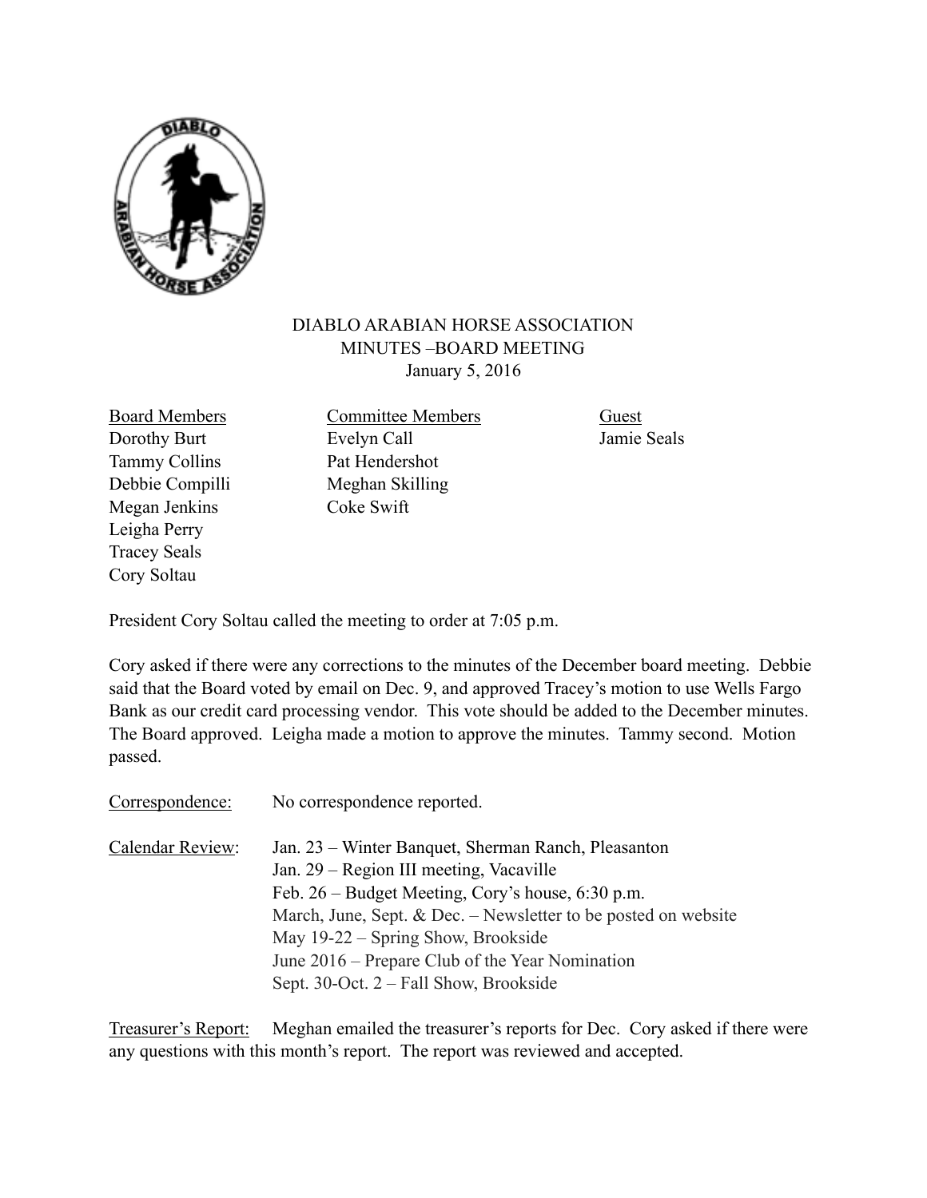# DIABLO ARABIAN HORSE ASSOCIATION
## MINUTES –BOARD MEETING
January 5, 2016

| Board Members | Committee Members | Guest |
|---|---|---|
| Dorothy Burt | Evelyn Call | Jamie Seals |
| Tammy Collins | Pat Hendershot | |
| Debbie Compilli | Meghan Skilling | |
| Megan Jenkins | Coke Swift | |
| Leigha Perry | | |
| Tracey Seals | | |
| Cory Soltau | | |

President Cory Soltau called the meeting to order at 7:05 p.m.

Cory asked if there were any corrections to the minutes of the December board meeting. Debbie said that the Board voted by email on Dec. 9, and approved Tracey's motion to use Wells Fargo Bank as our credit card processing vendor. This vote should be added to the December minutes. The Board approved. Leigha made a motion to approve the minutes. Tammy second. Motion passed.

Correspondence: No correspondence reported.

Calendar Review:
- Jan. 23 – Winter Banquet, Sherman Ranch, Pleasanton
- Jan. 29 – Region III meeting, Vacaville
- Feb. 26 – Budget Meeting, Cory's house, 6:30 p.m.
- March, June, Sept. & Dec. – Newsletter to be posted on website
- May 19-22 – Spring Show, Brookside
- June 2016 – Prepare Club of the Year Nomination
- Sept. 30-Oct. 2 – Fall Show, Brookside

Treasurer's Report: Meghan emailed the treasurer's reports for Dec. Cory asked if there were any questions with this month's report. The report was reviewed and accepted.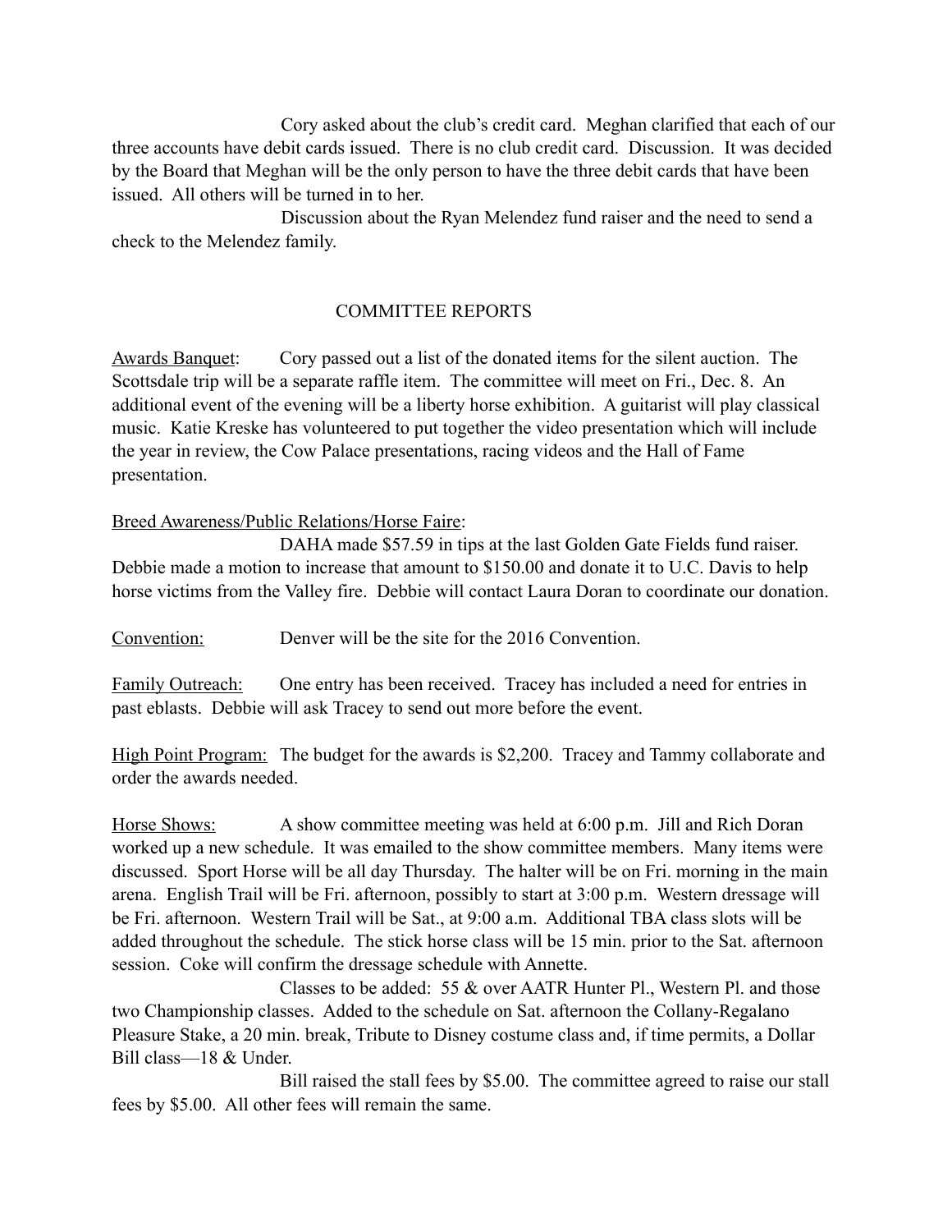Cory asked about the club's credit card. Meghan clarified that each of our three accounts have debit cards issued. There is no club credit card. Discussion. It was decided by the Board that Meghan will be the only person to have the three debit cards that have been issued. All others will be turned in to her.

Discussion about the Ryan Melendez fund raiser and the need to send a check to the Melendez family.

## COMMITTEE REPORTS

Awards Banquet: Cory passed out a list of the donated items for the silent auction. The Scottsdale trip will be a separate raffle item. The committee will meet on Fri., Dec. 8. An additional event of the evening will be a liberty horse exhibition. A guitarist will play classical music. Katie Kreske has volunteered to put together the video presentation which will include the year in review, the Cow Palace presentations, racing videos and the Hall of Fame presentation.

Breed Awareness/Public Relations/Horse Faire:

DAHA made $57.59 in tips at the last Golden Gate Fields fund raiser. Debbie made a motion to increase that amount to $150.00 and donate it to U.C. Davis to help horse victims from the Valley fire. Debbie will contact Laura Doran to coordinate our donation.

Convention: Denver will be the site for the 2016 Convention.

Family Outreach: One entry has been received. Tracey has included a need for entries in past eblasts. Debbie will ask Tracey to send out more before the event.

High Point Program: The budget for the awards is $2,200. Tracey and Tammy collaborate and order the awards needed.

Horse Shows: A show committee meeting was held at 6:00 p.m. Jill and Rich Doran worked up a new schedule. It was emailed to the show committee members. Many items were discussed. Sport Horse will be all day Thursday. The halter will be on Fri. morning in the main arena. English Trail will be Fri. afternoon, possibly to start at 3:00 p.m. Western dressage will be Fri. afternoon. Western Trail will be Sat., at 9:00 a.m. Additional TBA class slots will be added throughout the schedule. The stick horse class will be 15 min. prior to the Sat. afternoon session. Coke will confirm the dressage schedule with Annette.

Classes to be added: 55 & over AATR Hunter Pl., Western Pl. and those two Championship classes. Added to the schedule on Sat. afternoon the Collany-Regalano Pleasure Stake, a 20 min. break, Tribute to Disney costume class and, if time permits, a Dollar Bill class—18 & Under.

Bill raised the stall fees by $5.00. The committee agreed to raise our stall fees by $5.00. All other fees will remain the same.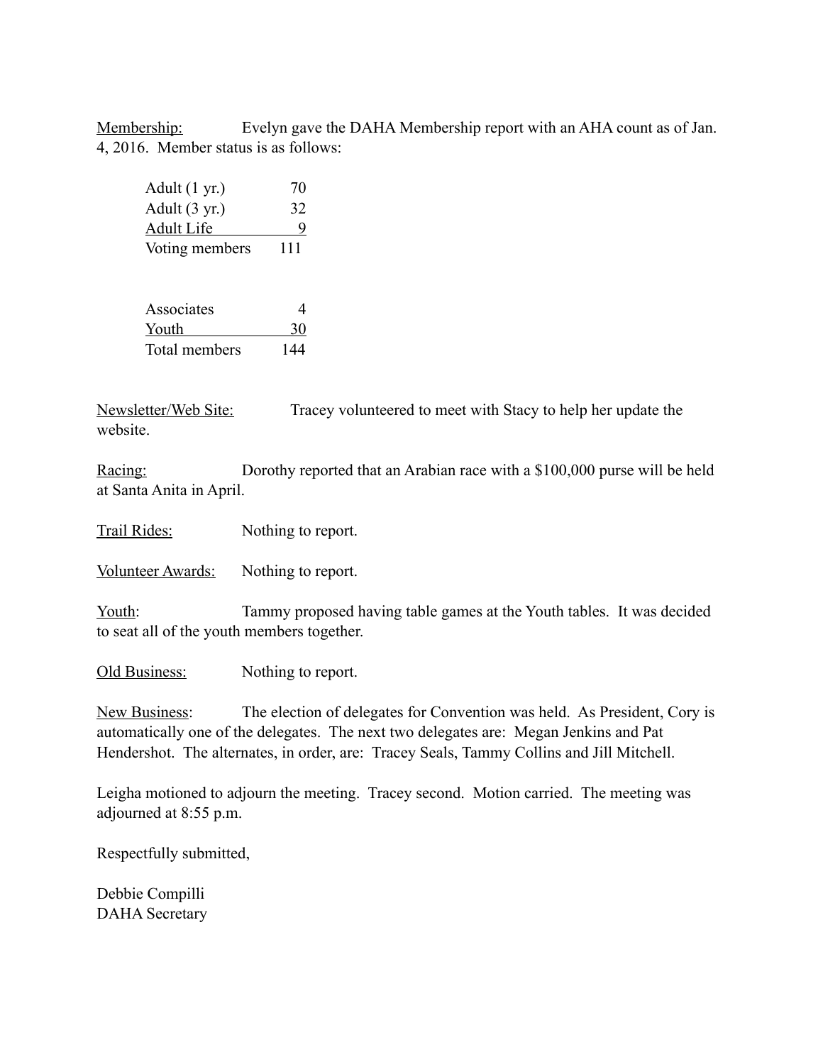Membership: Evelyn gave the DAHA Membership report with an AHA count as of Jan. 4, 2016. Member status is as follows:

| | |
|---|---|
| Adult (1 yr.) | 70 |
| Adult (3 yr.) | 32 |
| Adult Life | 9 |
| Voting members | 111 |

| | |
|---|---|
| Associates | 4 |
| Youth | 30 |
| Total members | 144 |

Newsletter/Web Site: Tracey volunteered to meet with Stacy to help her update the website.

Racing: Dorothy reported that an Arabian race with a $100,000 purse will be held at Santa Anita in April.

Trail Rides: Nothing to report.

Volunteer Awards: Nothing to report.

Youth: Tammy proposed having table games at the Youth tables. It was decided to seat all of the youth members together.

Old Business: Nothing to report.

New Business: The election of delegates for Convention was held. As President, Cory is automatically one of the delegates. The next two delegates are: Megan Jenkins and Pat Hendershot. The alternates, in order, are: Tracey Seals, Tammy Collins and Jill Mitchell.

Leigha motioned to adjourn the meeting. Tracey second. Motion carried. The meeting was adjourned at 8:55 p.m.

Respectfully submitted,

Debbie Compilli
DAHA Secretary